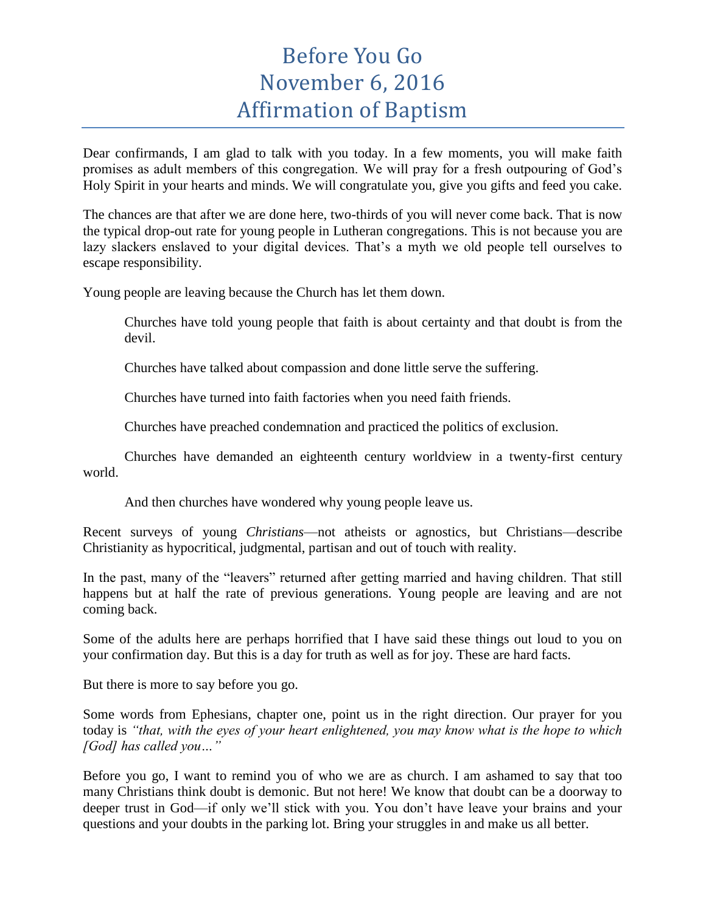# Before You Go
# November 6, 2016
# Affirmation of Baptism

Dear confirmands, I am glad to talk with you today. In a few moments, you will make faith promises as adult members of this congregation. We will pray for a fresh outpouring of God's Holy Spirit in your hearts and minds. We will congratulate you, give you gifts and feed you cake.

The chances are that after we are done here, two-thirds of you will never come back. That is now the typical drop-out rate for young people in Lutheran congregations. This is not because you are lazy slackers enslaved to your digital devices. That's a myth we old people tell ourselves to escape responsibility.

Young people are leaving because the Church has let them down.

> Churches have told young people that faith is about certainty and that doubt is from the devil.
>
> Churches have talked about compassion and done little serve the suffering.
>
> Churches have turned into faith factories when you need faith friends.
>
> Churches have preached condemnation and practiced the politics of exclusion.
>
> Churches have demanded an eighteenth century worldview in a twenty-first century world.
>
> And then churches have wondered why young people leave us.

Recent surveys of young *Christians*—not atheists or agnostics, but Christians—describe Christianity as hypocritical, judgmental, partisan and out of touch with reality.

In the past, many of the "leavers" returned after getting married and having children. That still happens but at half the rate of previous generations. Young people are leaving and are not coming back.

Some of the adults here are perhaps horrified that I have said these things out loud to you on your confirmation day. But this is a day for truth as well as for joy. These are hard facts.

But there is more to say before you go.

Some words from Ephesians, chapter one, point us in the right direction. Our prayer for you today is *"that, with the eyes of your heart enlightened, you may know what is the hope to which [God] has called you…"*

Before you go, I want to remind you of who we are as church. I am ashamed to say that too many Christians think doubt is demonic. But not here! We know that doubt can be a doorway to deeper trust in God—if only we'll stick with you. You don't have leave your brains and your questions and your doubts in the parking lot. Bring your struggles in and make us all better.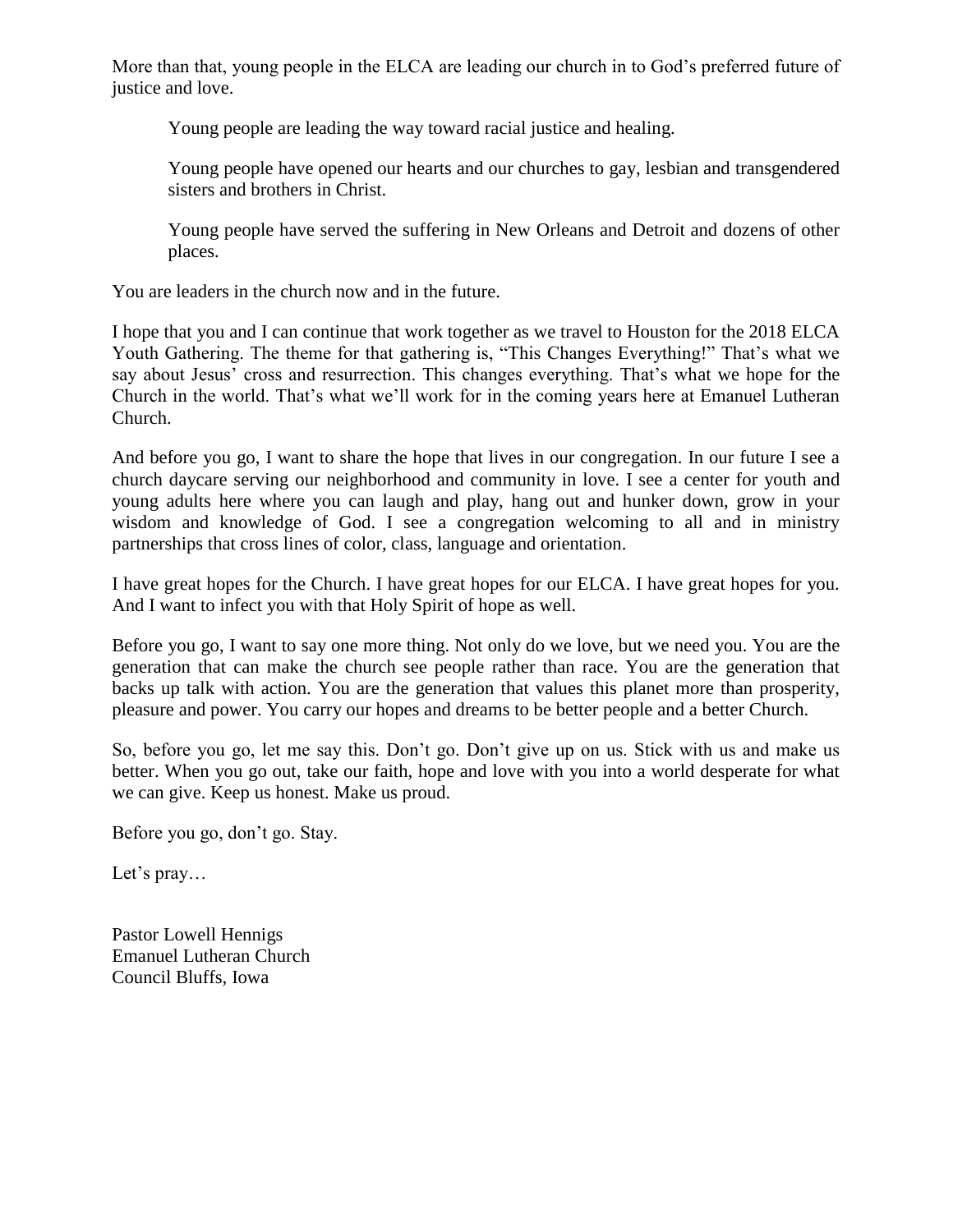More than that, young people in the ELCA are leading our church in to God's preferred future of justice and love.

> Young people are leading the way toward racial justice and healing.
>
> Young people have opened our hearts and our churches to gay, lesbian and transgendered sisters and brothers in Christ.
>
> Young people have served the suffering in New Orleans and Detroit and dozens of other places.

You are leaders in the church now and in the future.

I hope that you and I can continue that work together as we travel to Houston for the 2018 ELCA Youth Gathering. The theme for that gathering is, "This Changes Everything!" That's what we say about Jesus' cross and resurrection. This changes everything. That's what we hope for the Church in the world. That's what we'll work for in the coming years here at Emanuel Lutheran Church.

And before you go, I want to share the hope that lives in our congregation. In our future I see a church daycare serving our neighborhood and community in love. I see a center for youth and young adults here where you can laugh and play, hang out and hunker down, grow in your wisdom and knowledge of God. I see a congregation welcoming to all and in ministry partnerships that cross lines of color, class, language and orientation.

I have great hopes for the Church. I have great hopes for our ELCA. I have great hopes for you. And I want to infect you with that Holy Spirit of hope as well.

Before you go, I want to say one more thing. Not only do we love, but we need you. You are the generation that can make the church see people rather than race. You are the generation that backs up talk with action. You are the generation that values this planet more than prosperity, pleasure and power. You carry our hopes and dreams to be better people and a better Church.

So, before you go, let me say this. Don't go. Don't give up on us. Stick with us and make us better. When you go out, take our faith, hope and love with you into a world desperate for what we can give. Keep us honest. Make us proud.

Before you go, don't go. Stay.

Let's pray…

Pastor Lowell Hennigs
Emanuel Lutheran Church
Council Bluffs, Iowa